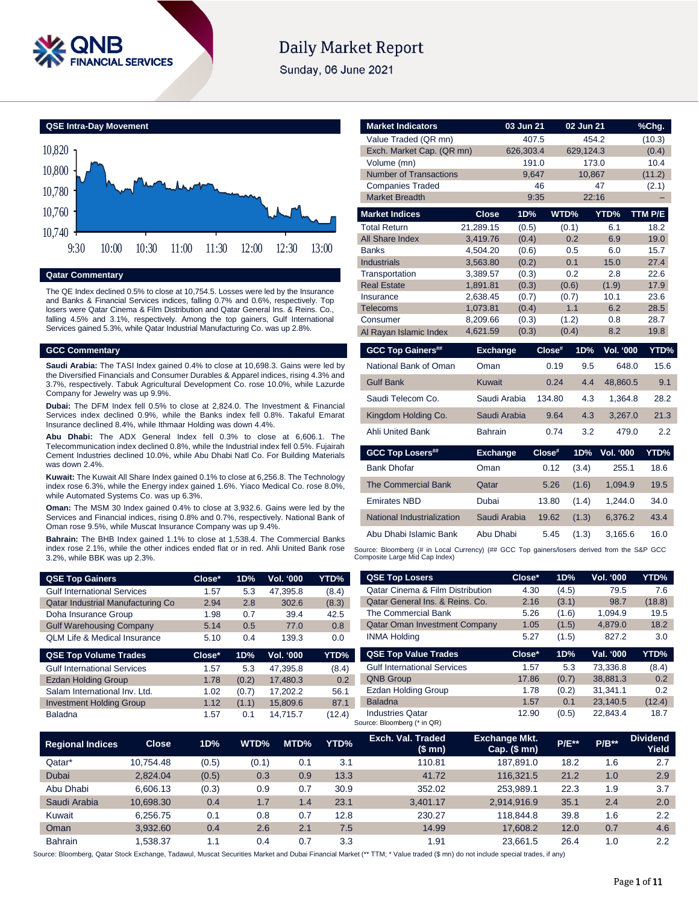# Daily Market Report

Sunday, 06 June 2021

## QSE Intra-Day Movement

## Qatar Commentary

The QE Index declined 0.5% to close at 10,754.5. Losses were led by the Insurance and Banks & Financial Services indices, falling 0.7% and 0.6%, respectively. Top losers were Qatar Cinema & Film Distribution and Qatar General Ins. & Reins. Co., falling 4.5% and 3.1%, respectively. Among the top gainers, Gulf International Services gained 5.3%, while Qatar Industrial Manufacturing Co. was up 2.8%.

## GCC Commentary

**Saudi Arabia:** The TASI Index gained 0.4% to close at 10,698.3. Gains were led by the Diversified Financials and Consumer Durables & Apparel indices, rising 4.3% and 3.7%, respectively. Tabuk Agricultural Development Co. rose 10.0%, while Lazurde Company for Jewelry was up 9.9%.

**Dubai:** The DFM Index fell 0.5% to close at 2,824.0. The Investment & Financial Services index declined 0.9%, while the Banks index fell 0.8%. Takaful Emarat Insurance declined 8.4%, while Ithmaar Holding was down 4.4%.

**Abu Dhabi:** The ADX General Index fell 0.3% to close at 6,606.1. The Telecommunication index declined 0.8%, while the Industrial index fell 0.5%. Fujairah Cement Industries declined 10.0%, while Abu Dhabi Natl Co. For Building Materials was down 2.4%.

**Kuwait:** The Kuwait All Share Index gained 0.1% to close at 6,256.8. The Technology index rose 6.3%, while the Energy index gained 1.6%. Yiaco Medical Co. rose 8.0%, while Automated Systems Co. was up 6.3%.

**Oman:** The MSM 30 Index gained 0.4% to close at 3,932.6. Gains were led by the Services and Financial indices, rising 0.8% and 0.7%, respectively. National Bank of Oman rose 9.5%, while Muscat Insurance Company was up 9.4%.

**Bahrain:** The BHB Index gained 1.1% to close at 1,538.4. The Commercial Banks index rose 2.1%, while the other indices ended flat or in red. Ahli United Bank rose 3.2%, while BBK was up 2.3%.

| Market Indicators | 03 Jun 21 | 02 Jun 21 | %Chg. |
|---|---|---|---|
| Value Traded (QR mn) | 407.5 | 454.2 | (10.3) |
| Exch. Market Cap. (QR mn) | 626,303.4 | 629,124.3 | (0.4) |
| Volume (mn) | 191.0 | 173.0 | 10.4 |
| Number of Transactions | 9,647 | 10,867 | (11.2) |
| Companies Traded | 46 | 47 | (2.1) |
| Market Breadth | 9:35 | 22:16 | – |

| Market Indices | Close | 1D% | WTD% | YTD% | TTM P/E |
|---|---|---|---|---|---|
| Total Return | 21,289.15 | (0.5) | (0.1) | 6.1 | 18.2 |
| All Share Index | 3,419.76 | (0.4) | 0.2 | 6.9 | 19.0 |
| Banks | 4,504.20 | (0.6) | 0.5 | 6.0 | 15.7 |
| Industrials | 3,563.80 | (0.2) | 0.1 | 15.0 | 27.4 |
| Transportation | 3,389.57 | (0.3) | 0.2 | 2.8 | 22.6 |
| Real Estate | 1,891.81 | (0.3) | (0.6) | (1.9) | 17.9 |
| Insurance | 2,638.45 | (0.7) | (0.7) | 10.1 | 23.6 |
| Telecoms | 1,073.81 | (0.4) | 1.1 | 6.2 | 28.5 |
| Consumer | 8,209.66 | (0.3) | (1.2) | 0.8 | 28.7 |
| Al Rayan Islamic Index | 4,621.59 | (0.3) | (0.4) | 8.2 | 19.8 |

| GCC Top Gainers## | Exchange | Close# | 1D% | Vol. '000 | YTD% |
|---|---|---|---|---|---|
| National Bank of Oman | Oman | 0.19 | 9.5 | 648.0 | 15.6 |
| Gulf Bank | Kuwait | 0.24 | 4.4 | 48,860.5 | 9.1 |
| Saudi Telecom Co. | Saudi Arabia | 134.80 | 4.3 | 1,364.8 | 28.2 |
| Kingdom Holding Co. | Saudi Arabia | 9.64 | 4.3 | 3,267.0 | 21.3 |
| Ahli United Bank | Bahrain | 0.74 | 3.2 | 479.0 | 2.2 |

| GCC Top Losers## | Exchange | Close# | 1D% | Vol. '000 | YTD% |
|---|---|---|---|---|---|
| Bank Dhofar | Oman | 0.12 | (3.4) | 255.1 | 18.6 |
| The Commercial Bank | Qatar | 5.26 | (1.6) | 1,094.9 | 19.5 |
| Emirates NBD | Dubai | 13.80 | (1.4) | 1,244.0 | 34.0 |
| National Industrialization | Saudi Arabia | 19.62 | (1.3) | 6,376.2 | 43.4 |
| Abu Dhabi Islamic Bank | Abu Dhabi | 5.45 | (1.3) | 3,165.6 | 16.0 |

Source: Bloomberg (# in Local Currency) (## GCC Top gainers/losers derived from the S&P GCC Composite Large Mid Cap Index)

| QSE Top Gainers | Close* | 1D% | Vol. '000 | YTD% |
|---|---|---|---|---|
| Gulf International Services | 1.57 | 5.3 | 47,395.8 | (8.4) |
| Qatar Industrial Manufacturing Co | 2.94 | 2.8 | 302.6 | (8.3) |
| Doha Insurance Group | 1.98 | 0.7 | 39.4 | 42.5 |
| Gulf Warehousing Company | 5.14 | 0.5 | 77.0 | 0.8 |
| QLM Life & Medical Insurance | 5.10 | 0.4 | 139.3 | 0.0 |

| QSE Top Losers | Close* | 1D% | Vol. '000 | YTD% |
|---|---|---|---|---|
| Qatar Cinema & Film Distribution | 4.30 | (4.5) | 79.5 | 7.6 |
| Qatar General Ins. & Reins. Co. | 2.16 | (3.1) | 98.7 | (18.8) |
| The Commercial Bank | 5.26 | (1.6) | 1,094.9 | 19.5 |
| Qatar Oman Investment Company | 1.05 | (1.5) | 4,879.0 | 18.2 |
| INMA Holding | 5.27 | (1.5) | 827.2 | 3.0 |

| QSE Top Volume Trades | Close* | 1D% | Vol. '000 | YTD% |
|---|---|---|---|---|
| Gulf International Services | 1.57 | 5.3 | 47,395.8 | (8.4) |
| Ezdan Holding Group | 1.78 | (0.2) | 17,480.3 | 0.2 |
| Salam International Inv. Ltd. | 1.02 | (0.7) | 17,202.2 | 56.1 |
| Investment Holding Group | 1.12 | (1.1) | 15,809.6 | 87.1 |
| Baladna | 1.57 | 0.1 | 14,715.7 | (12.4) |

| QSE Top Value Trades | Close* | 1D% | Val. '000 | YTD% |
|---|---|---|---|---|
| Gulf International Services | 1.57 | 5.3 | 73,336.8 | (8.4) |
| QNB Group | 17.86 | (0.7) | 38,881.3 | 0.2 |
| Ezdan Holding Group | 1.78 | (0.2) | 31,341.1 | 0.2 |
| Baladna | 1.57 | 0.1 | 23,140.5 | (12.4) |
| Industries Qatar | 12.90 | (0.5) | 22,843.4 | 18.7 |

Source: Bloomberg (* in QR)

| Regional Indices | Close | 1D% | WTD% | MTD% | YTD% | Exch. Val. Traded ($ mn) | Exchange Mkt. Cap. ($ mn) | P/E** | P/B** | Dividend Yield |
|---|---|---|---|---|---|---|---|---|---|---|
| Qatar* | 10,754.48 | (0.5) | (0.1) | 0.1 | 3.1 | 110.81 | 187,891.0 | 18.2 | 1.6 | 2.7 |
| Dubai | 2,824.04 | (0.5) | 0.3 | 0.9 | 13.3 | 41.72 | 116,321.5 | 21.2 | 1.0 | 2.9 |
| Abu Dhabi | 6,606.13 | (0.3) | 0.9 | 0.7 | 30.9 | 352.02 | 253,989.1 | 22.3 | 1.9 | 3.7 |
| Saudi Arabia | 10,698.30 | 0.4 | 1.7 | 1.4 | 23.1 | 3,401.17 | 2,914,916.9 | 35.1 | 2.4 | 2.0 |
| Kuwait | 6,256.75 | 0.1 | 0.8 | 0.7 | 12.8 | 230.27 | 118,844.8 | 39.8 | 1.6 | 2.2 |
| Oman | 3,932.60 | 0.4 | 2.6 | 2.1 | 7.5 | 14.99 | 17,608.2 | 12.0 | 0.7 | 4.6 |
| Bahrain | 1,538.37 | 1.1 | 0.4 | 0.7 | 3.3 | 1.91 | 23,661.5 | 26.4 | 1.0 | 2.2 |

Source: Bloomberg, Qatar Stock Exchange, Tadawul, Muscat Securities Market and Dubai Financial Market (** TTM; * Value traded ($ mn) do not include special trades, if any)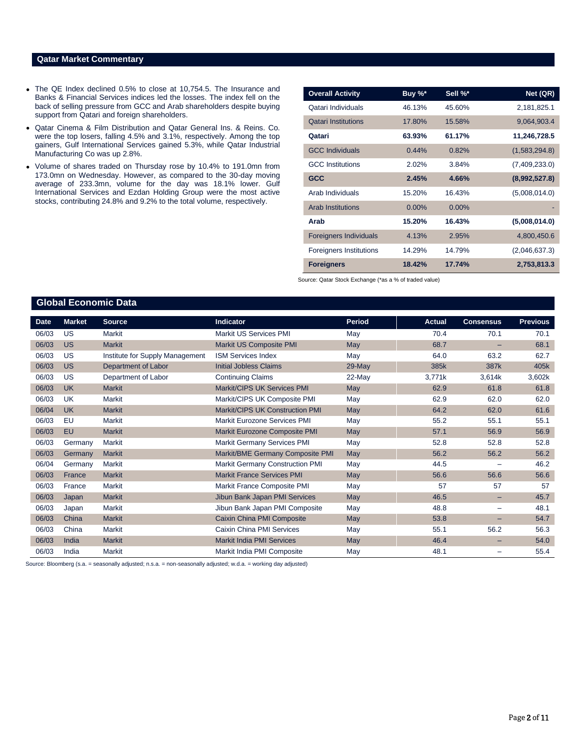## Qatar Market Commentary

- The QE Index declined 0.5% to close at 10,754.5. The Insurance and Banks & Financial Services indices led the losses. The index fell on the back of selling pressure from GCC and Arab shareholders despite buying support from Qatari and foreign shareholders.
- Qatar Cinema & Film Distribution and Qatar General Ins. & Reins. Co. were the top losers, falling 4.5% and 3.1%, respectively. Among the top gainers, Gulf International Services gained 5.3%, while Qatar Industrial Manufacturing Co was up 2.8%.
- Volume of shares traded on Thursday rose by 10.4% to 191.0mn from 173.0mn on Wednesday. However, as compared to the 30-day moving average of 233.3mn, volume for the day was 18.1% lower. Gulf International Services and Ezdan Holding Group were the most active stocks, contributing 24.8% and 9.2% to the total volume, respectively.

| Overall Activity | Buy %* | Sell %* | Net (QR) |
|---|---|---|---|
| Qatari Individuals | 46.13% | 45.60% | 2,181,825.1 |
| Qatari Institutions | 17.80% | 15.58% | 9,064,903.4 |
| **Qatari** | **63.93%** | **61.17%** | **11,246,728.5** |
| GCC Individuals | 0.44% | 0.82% | (1,583,294.8) |
| GCC Institutions | 2.02% | 3.84% | (7,409,233.0) |
| **GCC** | **2.45%** | **4.66%** | **(8,992,527.8)** |
| Arab Individuals | 15.20% | 16.43% | (5,008,014.0) |
| Arab Institutions | 0.00% | 0.00% | - |
| **Arab** | **15.20%** | **16.43%** | **(5,008,014.0)** |
| Foreigners Individuals | 4.13% | 2.95% | 4,800,450.6 |
| Foreigners Institutions | 14.29% | 14.79% | (2,046,637.3) |
| **Foreigners** | **18.42%** | **17.74%** | **2,753,813.3** |

Source: Qatar Stock Exchange (*as a % of traded value)

## Global Economic Data

| Date | Market | Source | Indicator | Period | Actual | Consensus | Previous |
|---|---|---|---|---|---|---|---|
| 06/03 | US | Markit | Markit US Services PMI | May | 70.4 | 70.1 | 70.1 |
| 06/03 | US | Markit | Markit US Composite PMI | May | 68.7 | – | 68.1 |
| 06/03 | US | Institute for Supply Management | ISM Services Index | May | 64.0 | 63.2 | 62.7 |
| 06/03 | US | Department of Labor | Initial Jobless Claims | 29-May | 385k | 387k | 405k |
| 06/03 | US | Department of Labor | Continuing Claims | 22-May | 3,771k | 3,614k | 3,602k |
| 06/03 | UK | Markit | Markit/CIPS UK Services PMI | May | 62.9 | 61.8 | 61.8 |
| 06/03 | UK | Markit | Markit/CIPS UK Composite PMI | May | 62.9 | 62.0 | 62.0 |
| 06/04 | UK | Markit | Markit/CIPS UK Construction PMI | May | 64.2 | 62.0 | 61.6 |
| 06/03 | EU | Markit | Markit Eurozone Services PMI | May | 55.2 | 55.1 | 55.1 |
| 06/03 | EU | Markit | Markit Eurozone Composite PMI | May | 57.1 | 56.9 | 56.9 |
| 06/03 | Germany | Markit | Markit Germany Services PMI | May | 52.8 | 52.8 | 52.8 |
| 06/03 | Germany | Markit | Markit/BME Germany Composite PMI | May | 56.2 | 56.2 | 56.2 |
| 06/04 | Germany | Markit | Markit Germany Construction PMI | May | 44.5 | – | 46.2 |
| 06/03 | France | Markit | Markit France Services PMI | May | 56.6 | 56.6 | 56.6 |
| 06/03 | France | Markit | Markit France Composite PMI | May | 57 | 57 | 57 |
| 06/03 | Japan | Markit | Jibun Bank Japan PMI Services | May | 46.5 | – | 45.7 |
| 06/03 | Japan | Markit | Jibun Bank Japan PMI Composite | May | 48.8 | – | 48.1 |
| 06/03 | China | Markit | Caixin China PMI Composite | May | 53.8 | – | 54.7 |
| 06/03 | China | Markit | Caixin China PMI Services | May | 55.1 | 56.2 | 56.3 |
| 06/03 | India | Markit | Markit India PMI Services | May | 46.4 | – | 54.0 |
| 06/03 | India | Markit | Markit India PMI Composite | May | 48.1 | – | 55.4 |

Source: Bloomberg (s.a. = seasonally adjusted; n.s.a. = non-seasonally adjusted; w.d.a. = working day adjusted)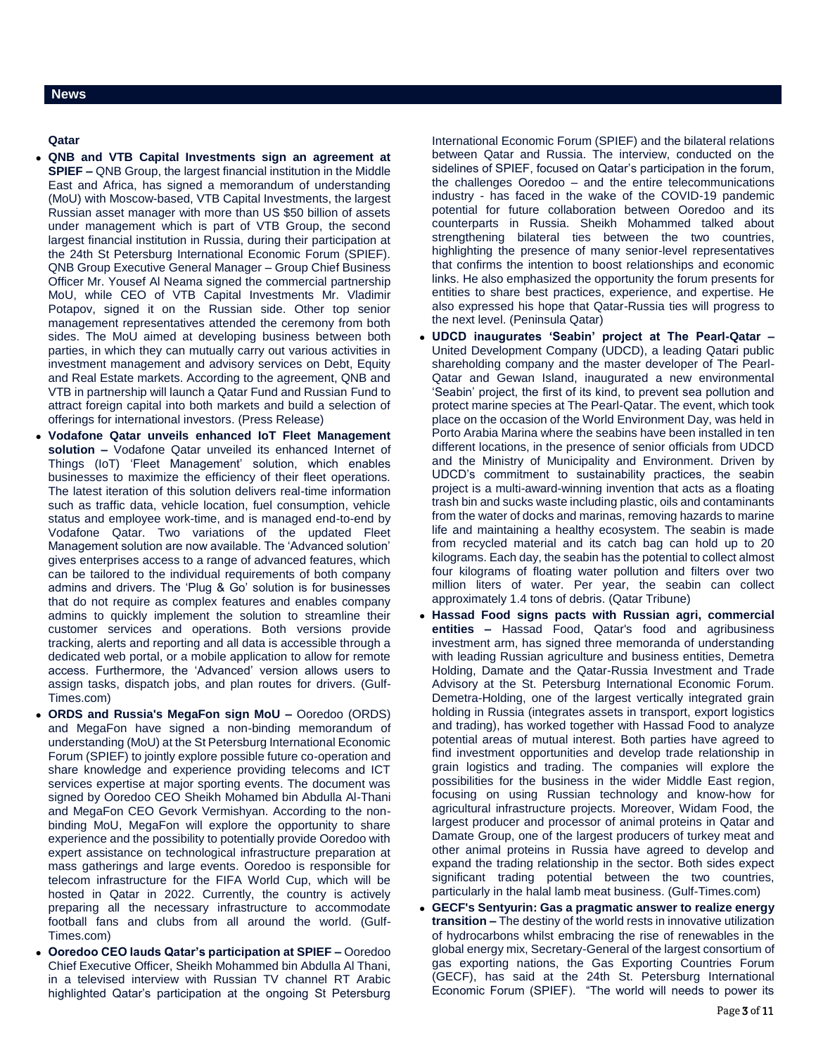## News

### Qatar

- **QNB and VTB Capital Investments sign an agreement at SPIEF –** QNB Group, the largest financial institution in the Middle East and Africa, has signed a memorandum of understanding (MoU) with Moscow-based, VTB Capital Investments, the largest Russian asset manager with more than US $50 billion of assets under management which is part of VTB Group, the second largest financial institution in Russia, during their participation at the 24th St Petersburg International Economic Forum (SPIEF). QNB Group Executive General Manager – Group Chief Business Officer Mr. Yousef Al Neama signed the commercial partnership MoU, while CEO of VTB Capital Investments Mr. Vladimir Potapov, signed it on the Russian side. Other top senior management representatives attended the ceremony from both sides. The MoU aimed at developing business between both parties, in which they can mutually carry out various activities in investment management and advisory services on Debt, Equity and Real Estate markets. According to the agreement, QNB and VTB in partnership will launch a Qatar Fund and Russian Fund to attract foreign capital into both markets and build a selection of offerings for international investors. (Press Release)
- **Vodafone Qatar unveils enhanced IoT Fleet Management solution –** Vodafone Qatar unveiled its enhanced Internet of Things (IoT) 'Fleet Management' solution, which enables businesses to maximize the efficiency of their fleet operations. The latest iteration of this solution delivers real-time information such as traffic data, vehicle location, fuel consumption, vehicle status and employee work-time, and is managed end-to-end by Vodafone Qatar. Two variations of the updated Fleet Management solution are now available. The 'Advanced solution' gives enterprises access to a range of advanced features, which can be tailored to the individual requirements of both company admins and drivers. The 'Plug & Go' solution is for businesses that do not require as complex features and enables company admins to quickly implement the solution to streamline their customer services and operations. Both versions provide tracking, alerts and reporting and all data is accessible through a dedicated web portal, or a mobile application to allow for remote access. Furthermore, the 'Advanced' version allows users to assign tasks, dispatch jobs, and plan routes for drivers. (Gulf-Times.com)
- **ORDS and Russia's MegaFon sign MoU –** Ooredoo (ORDS) and MegaFon have signed a non-binding memorandum of understanding (MoU) at the St Petersburg International Economic Forum (SPIEF) to jointly explore possible future co-operation and share knowledge and experience providing telecoms and ICT services expertise at major sporting events. The document was signed by Ooredoo CEO Sheikh Mohamed bin Abdulla Al-Thani and MegaFon CEO Gevork Vermishyan. According to the non-binding MoU, MegaFon will explore the opportunity to share experience and the possibility to potentially provide Ooredoo with expert assistance on technological infrastructure preparation at mass gatherings and large events. Ooredoo is responsible for telecom infrastructure for the FIFA World Cup, which will be hosted in Qatar in 2022. Currently, the country is actively preparing all the necessary infrastructure to accommodate football fans and clubs from all around the world. (Gulf-Times.com)
- **Ooredoo CEO lauds Qatar's participation at SPIEF –** Ooredoo Chief Executive Officer, Sheikh Mohammed bin Abdulla Al Thani, in a televised interview with Russian TV channel RT Arabic highlighted Qatar's participation at the ongoing St Petersburg International Economic Forum (SPIEF) and the bilateral relations between Qatar and Russia. The interview, conducted on the sidelines of SPIEF, focused on Qatar's participation in the forum, the challenges Ooredoo – and the entire telecommunications industry - has faced in the wake of the COVID-19 pandemic potential for future collaboration between Ooredoo and its counterparts in Russia. Sheikh Mohammed talked about strengthening bilateral ties between the two countries, highlighting the presence of many senior-level representatives that confirms the intention to boost relationships and economic links. He also emphasized the opportunity the forum presents for entities to share best practices, experience, and expertise. He also expressed his hope that Qatar-Russia ties will progress to the next level. (Peninsula Qatar)
- **UDCD inaugurates 'Seabin' project at The Pearl-Qatar –** United Development Company (UDCD), a leading Qatari public shareholding company and the master developer of The Pearl-Qatar and Gewan Island, inaugurated a new environmental 'Seabin' project, the first of its kind, to prevent sea pollution and protect marine species at The Pearl-Qatar. The event, which took place on the occasion of the World Environment Day, was held in Porto Arabia Marina where the seabins have been installed in ten different locations, in the presence of senior officials from UDCD and the Ministry of Municipality and Environment. Driven by UDCD's commitment to sustainability practices, the seabin project is a multi-award-winning invention that acts as a floating trash bin and sucks waste including plastic, oils and contaminants from the water of docks and marinas, removing hazards to marine life and maintaining a healthy ecosystem. The seabin is made from recycled material and its catch bag can hold up to 20 kilograms. Each day, the seabin has the potential to collect almost four kilograms of floating water pollution and filters over two million liters of water. Per year, the seabin can collect approximately 1.4 tons of debris. (Qatar Tribune)
- **Hassad Food signs pacts with Russian agri, commercial entities –** Hassad Food, Qatar's food and agribusiness investment arm, has signed three memoranda of understanding with leading Russian agriculture and business entities, Demetra Holding, Damate and the Qatar-Russia Investment and Trade Advisory at the St. Petersburg International Economic Forum. Demetra-Holding, one of the largest vertically integrated grain holding in Russia (integrates assets in transport, export logistics and trading), has worked together with Hassad Food to analyze potential areas of mutual interest. Both parties have agreed to find investment opportunities and develop trade relationship in grain logistics and trading. The companies will explore the possibilities for the business in the wider Middle East region, focusing on using Russian technology and know-how for agricultural infrastructure projects. Moreover, Widam Food, the largest producer and processor of animal proteins in Qatar and Damate Group, one of the largest producers of turkey meat and other animal proteins in Russia have agreed to develop and expand the trading relationship in the sector. Both sides expect significant trading potential between the two countries, particularly in the halal lamb meat business. (Gulf-Times.com)
- **GECF's Sentyurin: Gas a pragmatic answer to realize energy transition –** The destiny of the world rests in innovative utilization of hydrocarbons whilst embracing the rise of renewables in the global energy mix, Secretary-General of the largest consortium of gas exporting nations, the Gas Exporting Countries Forum (GECF), has said at the 24th St. Petersburg International Economic Forum (SPIEF). "The world will needs to power its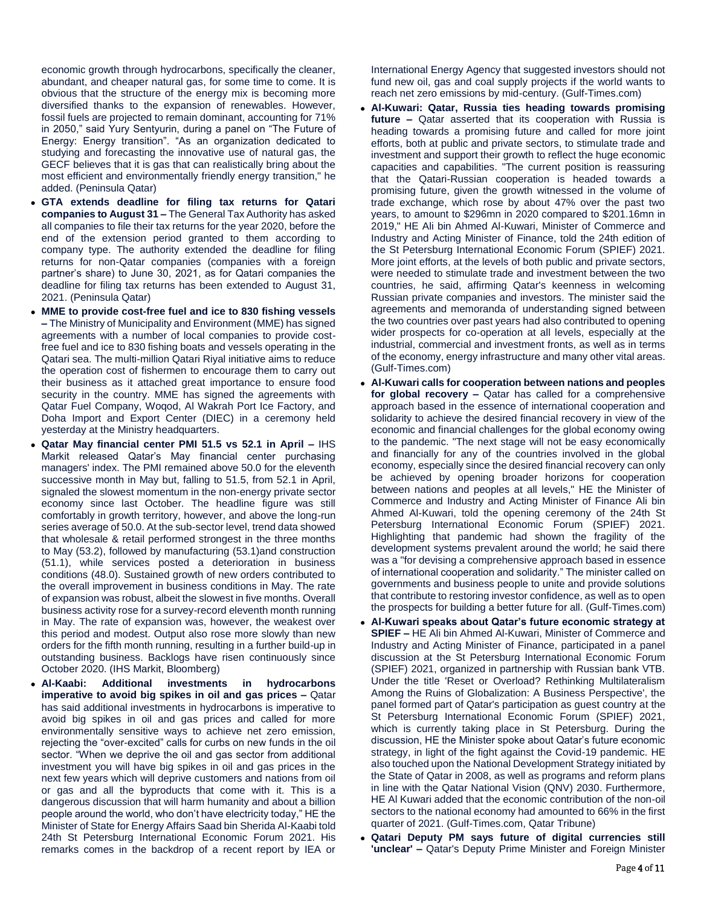economic growth through hydrocarbons, specifically the cleaner, abundant, and cheaper natural gas, for some time to come. It is obvious that the structure of the energy mix is becoming more diversified thanks to the expansion of renewables. However, fossil fuels are projected to remain dominant, accounting for 71% in 2050," said Yury Sentyurin, during a panel on "The Future of Energy: Energy transition". "As an organization dedicated to studying and forecasting the innovative use of natural gas, the GECF believes that it is gas that can realistically bring about the most efficient and environmentally friendly energy transition," he added. (Peninsula Qatar)

- **GTA extends deadline for filing tax returns for Qatari companies to August 31 –** The General Tax Authority has asked all companies to file their tax returns for the year 2020, before the end of the extension period granted to them according to company type. The authority extended the deadline for filing returns for non-Qatar companies (companies with a foreign partner's share) to June 30, 2021, as for Qatari companies the deadline for filing tax returns has been extended to August 31, 2021. (Peninsula Qatar)
- **MME to provide cost-free fuel and ice to 830 fishing vessels –** The Ministry of Municipality and Environment (MME) has signed agreements with a number of local companies to provide cost-free fuel and ice to 830 fishing boats and vessels operating in the Qatari sea. The multi-million Qatari Riyal initiative aims to reduce the operation cost of fishermen to encourage them to carry out their business as it attached great importance to ensure food security in the country. MME has signed the agreements with Qatar Fuel Company, Woqod, Al Wakrah Port Ice Factory, and Doha Import and Export Center (DIEC) in a ceremony held yesterday at the Ministry headquarters.
- **Qatar May financial center PMI 51.5 vs 52.1 in April –** IHS Markit released Qatar's May financial center purchasing managers' index. The PMI remained above 50.0 for the eleventh successive month in May but, falling to 51.5, from 52.1 in April, signaled the slowest momentum in the non-energy private sector economy since last October. The headline figure was still comfortably in growth territory, however, and above the long-run series average of 50.0. At the sub-sector level, trend data showed that wholesale & retail performed strongest in the three months to May (53.2), followed by manufacturing (53.1)and construction (51.1), while services posted a deterioration in business conditions (48.0). Sustained growth of new orders contributed to the overall improvement in business conditions in May. The rate of expansion was robust, albeit the slowest in five months. Overall business activity rose for a survey-record eleventh month running in May. The rate of expansion was, however, the weakest over this period and modest. Output also rose more slowly than new orders for the fifth month running, resulting in a further build-up in outstanding business. Backlogs have risen continuously since October 2020. (IHS Markit, Bloomberg)
- **Al-Kaabi: Additional investments in hydrocarbons imperative to avoid big spikes in oil and gas prices –** Qatar has said additional investments in hydrocarbons is imperative to avoid big spikes in oil and gas prices and called for more environmentally sensitive ways to achieve net zero emission, rejecting the "over-excited" calls for curbs on new funds in the oil sector. "When we deprive the oil and gas sector from additional investment you will have big spikes in oil and gas prices in the next few years which will deprive customers and nations from oil or gas and all the byproducts that come with it. This is a dangerous discussion that will harm humanity and about a billion people around the world, who don't have electricity today," HE the Minister of State for Energy Affairs Saad bin Sherida Al-Kaabi told 24th St Petersburg International Economic Forum 2021. His remarks comes in the backdrop of a recent report by IEA or International Energy Agency that suggested investors should not fund new oil, gas and coal supply projects if the world wants to reach net zero emissions by mid-century. (Gulf-Times.com)
- **Al-Kuwari: Qatar, Russia ties heading towards promising future –** Qatar asserted that its cooperation with Russia is heading towards a promising future and called for more joint efforts, both at public and private sectors, to stimulate trade and investment and support their growth to reflect the huge economic capacities and capabilities. "The current position is reassuring that the Qatari-Russian cooperation is headed towards a promising future, given the growth witnessed in the volume of trade exchange, which rose by about 47% over the past two years, to amount to $296mn in 2020 compared to $201.16mn in 2019," HE Ali bin Ahmed Al-Kuwari, Minister of Commerce and Industry and Acting Minister of Finance, told the 24th edition of the St Petersburg International Economic Forum (SPIEF) 2021. More joint efforts, at the levels of both public and private sectors, were needed to stimulate trade and investment between the two countries, he said, affirming Qatar's keenness in welcoming Russian private companies and investors. The minister said the agreements and memoranda of understanding signed between the two countries over past years had also contributed to opening wider prospects for co-operation at all levels, especially at the industrial, commercial and investment fronts, as well as in terms of the economy, energy infrastructure and many other vital areas. (Gulf-Times.com)
- **Al-Kuwari calls for cooperation between nations and peoples for global recovery –** Qatar has called for a comprehensive approach based in the essence of international cooperation and solidarity to achieve the desired financial recovery in view of the economic and financial challenges for the global economy owing to the pandemic. "The next stage will not be easy economically and financially for any of the countries involved in the global economy, especially since the desired financial recovery can only be achieved by opening broader horizons for cooperation between nations and peoples at all levels," HE the Minister of Commerce and Industry and Acting Minister of Finance Ali bin Ahmed Al-Kuwari, told the opening ceremony of the 24th St Petersburg International Economic Forum (SPIEF) 2021. Highlighting that pandemic had shown the fragility of the development systems prevalent around the world; he said there was a "for devising a comprehensive approach based in essence of international cooperation and solidarity." The minister called on governments and business people to unite and provide solutions that contribute to restoring investor confidence, as well as to open the prospects for building a better future for all. (Gulf-Times.com)
- **Al-Kuwari speaks about Qatar's future economic strategy at SPIEF –** HE Ali bin Ahmed Al-Kuwari, Minister of Commerce and Industry and Acting Minister of Finance, participated in a panel discussion at the St Petersburg International Economic Forum (SPIEF) 2021, organized in partnership with Russian bank VTB. Under the title 'Reset or Overload? Rethinking Multilateralism Among the Ruins of Globalization: A Business Perspective', the panel formed part of Qatar's participation as guest country at the St Petersburg International Economic Forum (SPIEF) 2021, which is currently taking place in St Petersburg. During the discussion, HE the Minister spoke about Qatar's future economic strategy, in light of the fight against the Covid-19 pandemic. HE also touched upon the National Development Strategy initiated by the State of Qatar in 2008, as well as programs and reform plans in line with the Qatar National Vision (QNV) 2030. Furthermore, HE Al Kuwari added that the economic contribution of the non-oil sectors to the national economy had amounted to 66% in the first quarter of 2021. (Gulf-Times.com, Qatar Tribune)
- **Qatari Deputy PM says future of digital currencies still 'unclear' –** Qatar's Deputy Prime Minister and Foreign Minister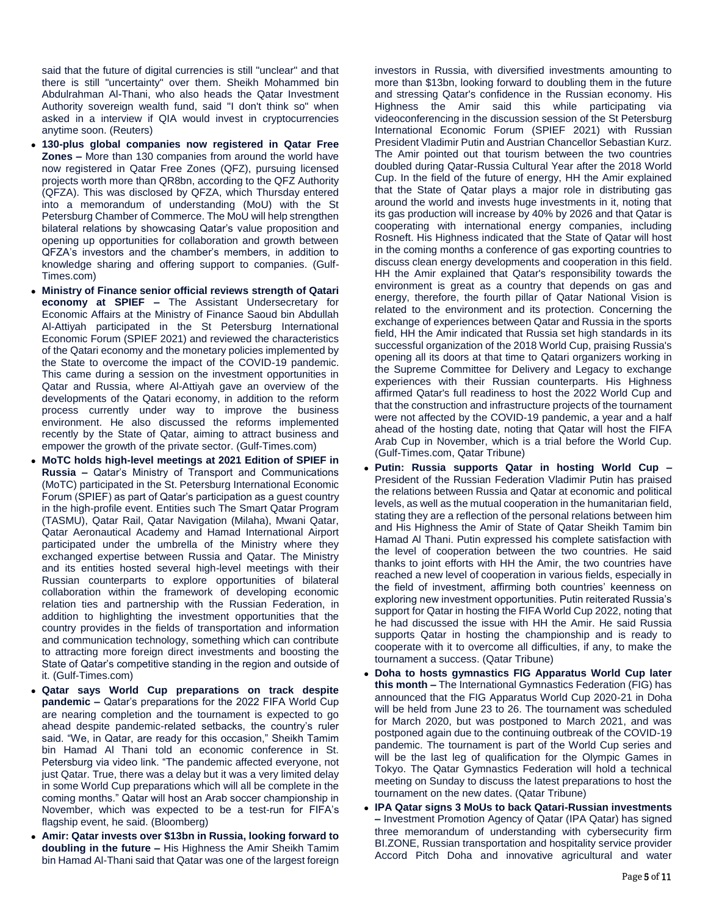said that the future of digital currencies is still "unclear" and that there is still "uncertainty" over them. Sheikh Mohammed bin Abdulrahman Al-Thani, who also heads the Qatar Investment Authority sovereign wealth fund, said "I don't think so" when asked in a interview if QIA would invest in cryptocurrencies anytime soon. (Reuters)

- **130-plus global companies now registered in Qatar Free Zones –** More than 130 companies from around the world have now registered in Qatar Free Zones (QFZ), pursuing licensed projects worth more than QR8bn, according to the QFZ Authority (QFZA). This was disclosed by QFZA, which Thursday entered into a memorandum of understanding (MoU) with the St Petersburg Chamber of Commerce. The MoU will help strengthen bilateral relations by showcasing Qatar's value proposition and opening up opportunities for collaboration and growth between QFZA's investors and the chamber's members, in addition to knowledge sharing and offering support to companies. (Gulf-Times.com)
- **Ministry of Finance senior official reviews strength of Qatari economy at SPIEF –** The Assistant Undersecretary for Economic Affairs at the Ministry of Finance Saoud bin Abdullah Al-Attiyah participated in the St Petersburg International Economic Forum (SPIEF 2021) and reviewed the characteristics of the Qatari economy and the monetary policies implemented by the State to overcome the impact of the COVID-19 pandemic. This came during a session on the investment opportunities in Qatar and Russia, where Al-Attiyah gave an overview of the developments of the Qatari economy, in addition to the reform process currently under way to improve the business environment. He also discussed the reforms implemented recently by the State of Qatar, aiming to attract business and empower the growth of the private sector. (Gulf-Times.com)
- **MoTC holds high-level meetings at 2021 Edition of SPIEF in Russia –** Qatar's Ministry of Transport and Communications (MoTC) participated in the St. Petersburg International Economic Forum (SPIEF) as part of Qatar's participation as a guest country in the high-profile event. Entities such The Smart Qatar Program (TASMU), Qatar Rail, Qatar Navigation (Milaha), Mwani Qatar, Qatar Aeronautical Academy and Hamad International Airport participated under the umbrella of the Ministry where they exchanged expertise between Russia and Qatar. The Ministry and its entities hosted several high-level meetings with their Russian counterparts to explore opportunities of bilateral collaboration within the framework of developing economic relation ties and partnership with the Russian Federation, in addition to highlighting the investment opportunities that the country provides in the fields of transportation and information and communication technology, something which can contribute to attracting more foreign direct investments and boosting the State of Qatar's competitive standing in the region and outside of it. (Gulf-Times.com)
- **Qatar says World Cup preparations on track despite pandemic –** Qatar's preparations for the 2022 FIFA World Cup are nearing completion and the tournament is expected to go ahead despite pandemic-related setbacks, the country's ruler said. "We, in Qatar, are ready for this occasion," Sheikh Tamim bin Hamad Al Thani told an economic conference in St. Petersburg via video link. "The pandemic affected everyone, not just Qatar. True, there was a delay but it was a very limited delay in some World Cup preparations which will all be complete in the coming months." Qatar will host an Arab soccer championship in November, which was expected to be a test-run for FIFA's flagship event, he said. (Bloomberg)
- **Amir: Qatar invests over $13bn in Russia, looking forward to doubling in the future –** His Highness the Amir Sheikh Tamim bin Hamad Al-Thani said that Qatar was one of the largest foreign investors in Russia, with diversified investments amounting to more than $13bn, looking forward to doubling them in the future and stressing Qatar's confidence in the Russian economy. His Highness the Amir said this while participating via videoconferencing in the discussion session of the St Petersburg International Economic Forum (SPIEF 2021) with Russian President Vladimir Putin and Austrian Chancellor Sebastian Kurz. The Amir pointed out that tourism between the two countries doubled during Qatar-Russia Cultural Year after the 2018 World Cup. In the field of the future of energy, HH the Amir explained that the State of Qatar plays a major role in distributing gas around the world and invests huge investments in it, noting that its gas production will increase by 40% by 2026 and that Qatar is cooperating with international energy companies, including Rosneft. His Highness indicated that the State of Qatar will host in the coming months a conference of gas exporting countries to discuss clean energy developments and cooperation in this field. HH the Amir explained that Qatar's responsibility towards the environment is great as a country that depends on gas and energy, therefore, the fourth pillar of Qatar National Vision is related to the environment and its protection. Concerning the exchange of experiences between Qatar and Russia in the sports field, HH the Amir indicated that Russia set high standards in its successful organization of the 2018 World Cup, praising Russia's opening all its doors at that time to Qatari organizers working in the Supreme Committee for Delivery and Legacy to exchange experiences with their Russian counterparts. His Highness affirmed Qatar's full readiness to host the 2022 World Cup and that the construction and infrastructure projects of the tournament were not affected by the COVID-19 pandemic, a year and a half ahead of the hosting date, noting that Qatar will host the FIFA Arab Cup in November, which is a trial before the World Cup. (Gulf-Times.com, Qatar Tribune)
- **Putin: Russia supports Qatar in hosting World Cup –** President of the Russian Federation Vladimir Putin has praised the relations between Russia and Qatar at economic and political levels, as well as the mutual cooperation in the humanitarian field, stating they are a reflection of the personal relations between him and His Highness the Amir of State of Qatar Sheikh Tamim bin Hamad Al Thani. Putin expressed his complete satisfaction with the level of cooperation between the two countries. He said thanks to joint efforts with HH the Amir, the two countries have reached a new level of cooperation in various fields, especially in the field of investment, affirming both countries' keenness on exploring new investment opportunities. Putin reiterated Russia's support for Qatar in hosting the FIFA World Cup 2022, noting that he had discussed the issue with HH the Amir. He said Russia supports Qatar in hosting the championship and is ready to cooperate with it to overcome all difficulties, if any, to make the tournament a success. (Qatar Tribune)
- **Doha to hosts gymnastics FIG Apparatus World Cup later this month –** The International Gymnastics Federation (FIG) has announced that the FIG Apparatus World Cup 2020-21 in Doha will be held from June 23 to 26. The tournament was scheduled for March 2020, but was postponed to March 2021, and was postponed again due to the continuing outbreak of the COVID-19 pandemic. The tournament is part of the World Cup series and will be the last leg of qualification for the Olympic Games in Tokyo. The Qatar Gymnastics Federation will hold a technical meeting on Sunday to discuss the latest preparations to host the tournament on the new dates. (Qatar Tribune)
- **IPA Qatar signs 3 MoUs to back Qatari-Russian investments –** Investment Promotion Agency of Qatar (IPA Qatar) has signed three memorandum of understanding with cybersecurity firm BI.ZONE, Russian transportation and hospitality service provider Accord Pitch Doha and innovative agricultural and water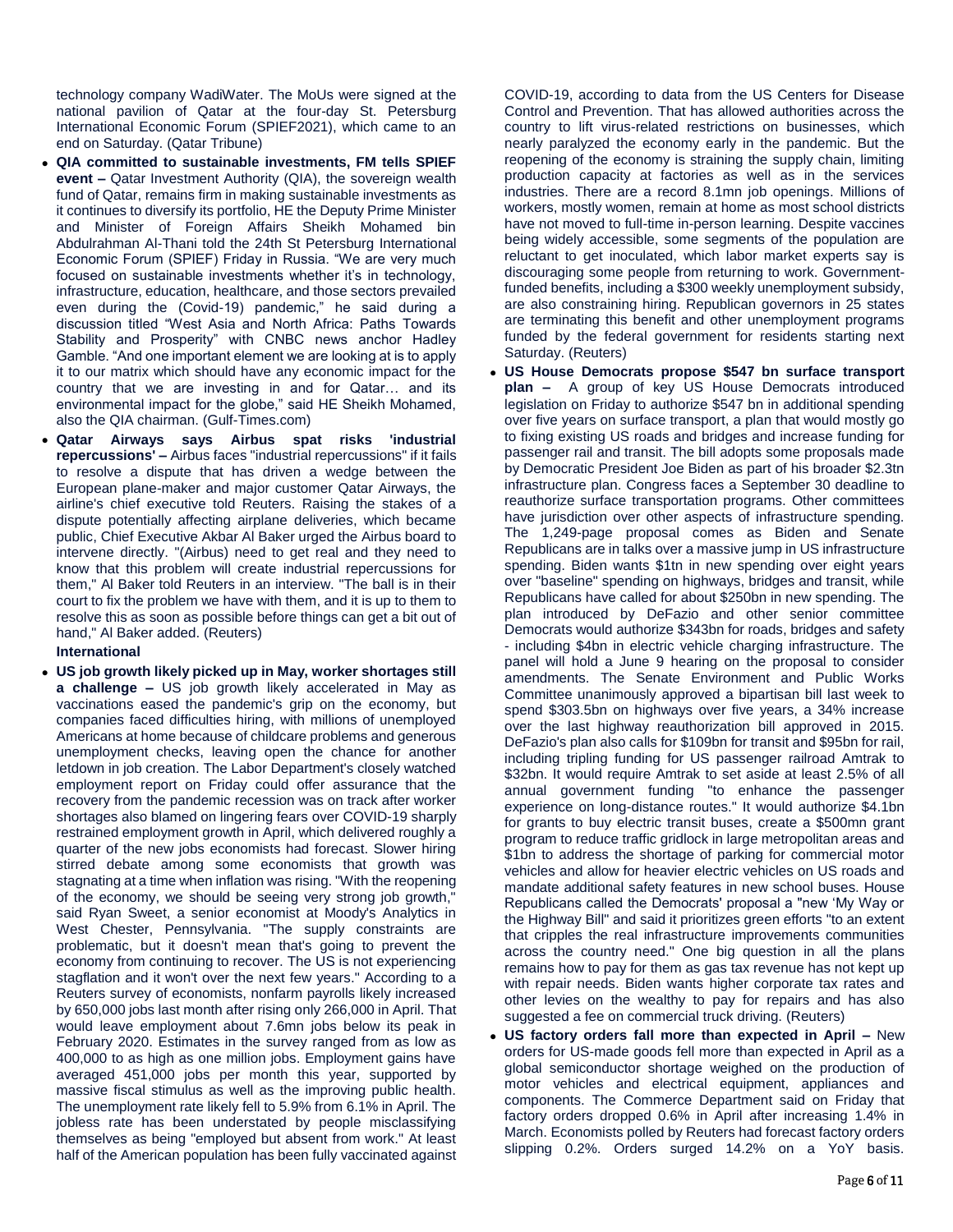technology company WadiWater. The MoUs were signed at the national pavilion of Qatar at the four-day St. Petersburg International Economic Forum (SPIEF2021), which came to an end on Saturday. (Qatar Tribune)

- **QIA committed to sustainable investments, FM tells SPIEF event –** Qatar Investment Authority (QIA), the sovereign wealth fund of Qatar, remains firm in making sustainable investments as it continues to diversify its portfolio, HE the Deputy Prime Minister and Minister of Foreign Affairs Sheikh Mohamed bin Abdulrahman Al-Thani told the 24th St Petersburg International Economic Forum (SPIEF) Friday in Russia. "We are very much focused on sustainable investments whether it's in technology, infrastructure, education, healthcare, and those sectors prevailed even during the (Covid-19) pandemic," he said during a discussion titled "West Asia and North Africa: Paths Towards Stability and Prosperity" with CNBC news anchor Hadley Gamble. "And one important element we are looking at is to apply it to our matrix which should have any economic impact for the country that we are investing in and for Qatar… and its environmental impact for the globe," said HE Sheikh Mohamed, also the QIA chairman. (Gulf-Times.com)
- **Qatar Airways says Airbus spat risks 'industrial repercussions' –** Airbus faces "industrial repercussions" if it fails to resolve a dispute that has driven a wedge between the European plane-maker and major customer Qatar Airways, the airline's chief executive told Reuters. Raising the stakes of a dispute potentially affecting airplane deliveries, which became public, Chief Executive Akbar Al Baker urged the Airbus board to intervene directly. "(Airbus) need to get real and they need to know that this problem will create industrial repercussions for them," Al Baker told Reuters in an interview. "The ball is in their court to fix the problem we have with them, and it is up to them to resolve this as soon as possible before things can get a bit out of hand," Al Baker added. (Reuters)

**International**

- **US job growth likely picked up in May, worker shortages still a challenge –** US job growth likely accelerated in May as vaccinations eased the pandemic's grip on the economy, but companies faced difficulties hiring, with millions of unemployed Americans at home because of childcare problems and generous unemployment checks, leaving open the chance for another letdown in job creation. The Labor Department's closely watched employment report on Friday could offer assurance that the recovery from the pandemic recession was on track after worker shortages also blamed on lingering fears over COVID-19 sharply restrained employment growth in April, which delivered roughly a quarter of the new jobs economists had forecast. Slower hiring stirred debate among some economists that growth was stagnating at a time when inflation was rising. "With the reopening of the economy, we should be seeing very strong job growth," said Ryan Sweet, a senior economist at Moody's Analytics in West Chester, Pennsylvania. "The supply constraints are problematic, but it doesn't mean that's going to prevent the economy from continuing to recover. The US is not experiencing stagflation and it won't over the next few years." According to a Reuters survey of economists, nonfarm payrolls likely increased by 650,000 jobs last month after rising only 266,000 in April. That would leave employment about 7.6mn jobs below its peak in February 2020. Estimates in the survey ranged from as low as 400,000 to as high as one million jobs. Employment gains have averaged 451,000 jobs per month this year, supported by massive fiscal stimulus as well as the improving public health. The unemployment rate likely fell to 5.9% from 6.1% in April. The jobless rate has been understated by people misclassifying themselves as being "employed but absent from work." At least half of the American population has been fully vaccinated against COVID-19, according to data from the US Centers for Disease Control and Prevention. That has allowed authorities across the country to lift virus-related restrictions on businesses, which nearly paralyzed the economy early in the pandemic. But the reopening of the economy is straining the supply chain, limiting production capacity at factories as well as in the services industries. There are a record 8.1mn job openings. Millions of workers, mostly women, remain at home as most school districts have not moved to full-time in-person learning. Despite vaccines being widely accessible, some segments of the population are reluctant to get inoculated, which labor market experts say is discouraging some people from returning to work. Government-funded benefits, including a $300 weekly unemployment subsidy, are also constraining hiring. Republican governors in 25 states are terminating this benefit and other unemployment programs funded by the federal government for residents starting next Saturday. (Reuters)
- **US House Democrats propose $547 bn surface transport plan –** A group of key US House Democrats introduced legislation on Friday to authorize $547 bn in additional spending over five years on surface transport, a plan that would mostly go to fixing existing US roads and bridges and increase funding for passenger rail and transit. The bill adopts some proposals made by Democratic President Joe Biden as part of his broader $2.3tn infrastructure plan. Congress faces a September 30 deadline to reauthorize surface transportation programs. Other committees have jurisdiction over other aspects of infrastructure spending. The 1,249-page proposal comes as Biden and Senate Republicans are in talks over a massive jump in US infrastructure spending. Biden wants $1tn in new spending over eight years over "baseline" spending on highways, bridges and transit, while Republicans have called for about $250bn in new spending. The plan introduced by DeFazio and other senior committee Democrats would authorize $343bn for roads, bridges and safety - including $4bn in electric vehicle charging infrastructure. The panel will hold a June 9 hearing on the proposal to consider amendments. The Senate Environment and Public Works Committee unanimously approved a bipartisan bill last week to spend $303.5bn on highways over five years, a 34% increase over the last highway reauthorization bill approved in 2015. DeFazio's plan also calls for $109bn for transit and $95bn for rail, including tripling funding for US passenger railroad Amtrak to $32bn. It would require Amtrak to set aside at least 2.5% of all annual government funding "to enhance the passenger experience on long-distance routes." It would authorize $4.1bn for grants to buy electric transit buses, create a $500mn grant program to reduce traffic gridlock in large metropolitan areas and $1bn to address the shortage of parking for commercial motor vehicles and allow for heavier electric vehicles on US roads and mandate additional safety features in new school buses. House Republicans called the Democrats' proposal a "new 'My Way or the Highway Bill" and said it prioritizes green efforts "to an extent that cripples the real infrastructure improvements communities across the country need." One big question in all the plans remains how to pay for them as gas tax revenue has not kept up with repair needs. Biden wants higher corporate tax rates and other levies on the wealthy to pay for repairs and has also suggested a fee on commercial truck driving. (Reuters)
- **US factory orders fall more than expected in April –** New orders for US-made goods fell more than expected in April as a global semiconductor shortage weighed on the production of motor vehicles and electrical equipment, appliances and components. The Commerce Department said on Friday that factory orders dropped 0.6% in April after increasing 1.4% in March. Economists polled by Reuters had forecast factory orders slipping 0.2%. Orders surged 14.2% on a YoY basis.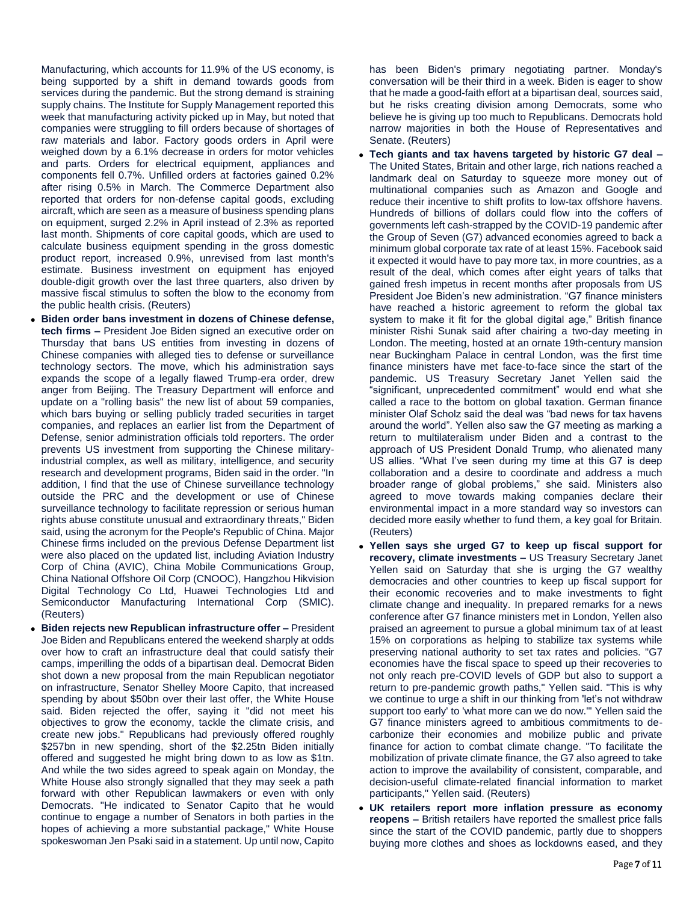Manufacturing, which accounts for 11.9% of the US economy, is being supported by a shift in demand towards goods from services during the pandemic. But the strong demand is straining supply chains. The Institute for Supply Management reported this week that manufacturing activity picked up in May, but noted that companies were struggling to fill orders because of shortages of raw materials and labor. Factory goods orders in April were weighed down by a 6.1% decrease in orders for motor vehicles and parts. Orders for electrical equipment, appliances and components fell 0.7%. Unfilled orders at factories gained 0.2% after rising 0.5% in March. The Commerce Department also reported that orders for non-defense capital goods, excluding aircraft, which are seen as a measure of business spending plans on equipment, surged 2.2% in April instead of 2.3% as reported last month. Shipments of core capital goods, which are used to calculate business equipment spending in the gross domestic product report, increased 0.9%, unrevised from last month's estimate. Business investment on equipment has enjoyed double-digit growth over the last three quarters, also driven by massive fiscal stimulus to soften the blow to the economy from the public health crisis. (Reuters)

- **Biden order bans investment in dozens of Chinese defense, tech firms –** President Joe Biden signed an executive order on Thursday that bans US entities from investing in dozens of Chinese companies with alleged ties to defense or surveillance technology sectors. The move, which his administration says expands the scope of a legally flawed Trump-era order, drew anger from Beijing. The Treasury Department will enforce and update on a "rolling basis" the new list of about 59 companies, which bars buying or selling publicly traded securities in target companies, and replaces an earlier list from the Department of Defense, senior administration officials told reporters. The order prevents US investment from supporting the Chinese military-industrial complex, as well as military, intelligence, and security research and development programs, Biden said in the order. "In addition, I find that the use of Chinese surveillance technology outside the PRC and the development or use of Chinese surveillance technology to facilitate repression or serious human rights abuse constitute unusual and extraordinary threats," Biden said, using the acronym for the People's Republic of China. Major Chinese firms included on the previous Defense Department list were also placed on the updated list, including Aviation Industry Corp of China (AVIC), China Mobile Communications Group, China National Offshore Oil Corp (CNOOC), Hangzhou Hikvision Digital Technology Co Ltd, Huawei Technologies Ltd and Semiconductor Manufacturing International Corp (SMIC). (Reuters)
- **Biden rejects new Republican infrastructure offer –** President Joe Biden and Republicans entered the weekend sharply at odds over how to craft an infrastructure deal that could satisfy their camps, imperilling the odds of a bipartisan deal. Democrat Biden shot down a new proposal from the main Republican negotiator on infrastructure, Senator Shelley Moore Capito, that increased spending by about $50bn over their last offer, the White House said. Biden rejected the offer, saying it "did not meet his objectives to grow the economy, tackle the climate crisis, and create new jobs." Republicans had previously offered roughly $257bn in new spending, short of the $2.25tn Biden initially offered and suggested he might bring down to as low as $1tn. And while the two sides agreed to speak again on Monday, the White House also strongly signalled that they may seek a path forward with other Republican lawmakers or even with only Democrats. "He indicated to Senator Capito that he would continue to engage a number of Senators in both parties in the hopes of achieving a more substantial package," White House spokeswoman Jen Psaki said in a statement. Up until now, Capito has been Biden's primary negotiating partner. Monday's conversation will be their third in a week. Biden is eager to show that he made a good-faith effort at a bipartisan deal, sources said, but he risks creating division among Democrats, some who believe he is giving up too much to Republicans. Democrats hold narrow majorities in both the House of Representatives and Senate. (Reuters)
- **Tech giants and tax havens targeted by historic G7 deal –** The United States, Britain and other large, rich nations reached a landmark deal on Saturday to squeeze more money out of multinational companies such as Amazon and Google and reduce their incentive to shift profits to low-tax offshore havens. Hundreds of billions of dollars could flow into the coffers of governments left cash-strapped by the COVID-19 pandemic after the Group of Seven (G7) advanced economies agreed to back a minimum global corporate tax rate of at least 15%. Facebook said it expected it would have to pay more tax, in more countries, as a result of the deal, which comes after eight years of talks that gained fresh impetus in recent months after proposals from US President Joe Biden's new administration. "G7 finance ministers have reached a historic agreement to reform the global tax system to make it fit for the global digital age," British finance minister Rishi Sunak said after chairing a two-day meeting in London. The meeting, hosted at an ornate 19th-century mansion near Buckingham Palace in central London, was the first time finance ministers have met face-to-face since the start of the pandemic. US Treasury Secretary Janet Yellen said the "significant, unprecedented commitment" would end what she called a race to the bottom on global taxation. German finance minister Olaf Scholz said the deal was "bad news for tax havens around the world". Yellen also saw the G7 meeting as marking a return to multilateralism under Biden and a contrast to the approach of US President Donald Trump, who alienated many US allies. "What I've seen during my time at this G7 is deep collaboration and a desire to coordinate and address a much broader range of global problems," she said. Ministers also agreed to move towards making companies declare their environmental impact in a more standard way so investors can decided more easily whether to fund them, a key goal for Britain. (Reuters)
- **Yellen says she urged G7 to keep up fiscal support for recovery, climate investments –** US Treasury Secretary Janet Yellen said on Saturday that she is urging the G7 wealthy democracies and other countries to keep up fiscal support for their economic recoveries and to make investments to fight climate change and inequality. In prepared remarks for a news conference after G7 finance ministers met in London, Yellen also praised an agreement to pursue a global minimum tax of at least 15% on corporations as helping to stabilize tax systems while preserving national authority to set tax rates and policies. "G7 economies have the fiscal space to speed up their recoveries to not only reach pre-COVID levels of GDP but also to support a return to pre-pandemic growth paths," Yellen said. "This is why we continue to urge a shift in our thinking from 'let's not withdraw support too early' to 'what more can we do now.'" Yellen said the G7 finance ministers agreed to ambitious commitments to de-carbonize their economies and mobilize public and private finance for action to combat climate change. "To facilitate the mobilization of private climate finance, the G7 also agreed to take action to improve the availability of consistent, comparable, and decision-useful climate-related financial information to market participants," Yellen said. (Reuters)
- **UK retailers report more inflation pressure as economy reopens –** British retailers have reported the smallest price falls since the start of the COVID pandemic, partly due to shoppers buying more clothes and shoes as lockdowns eased, and they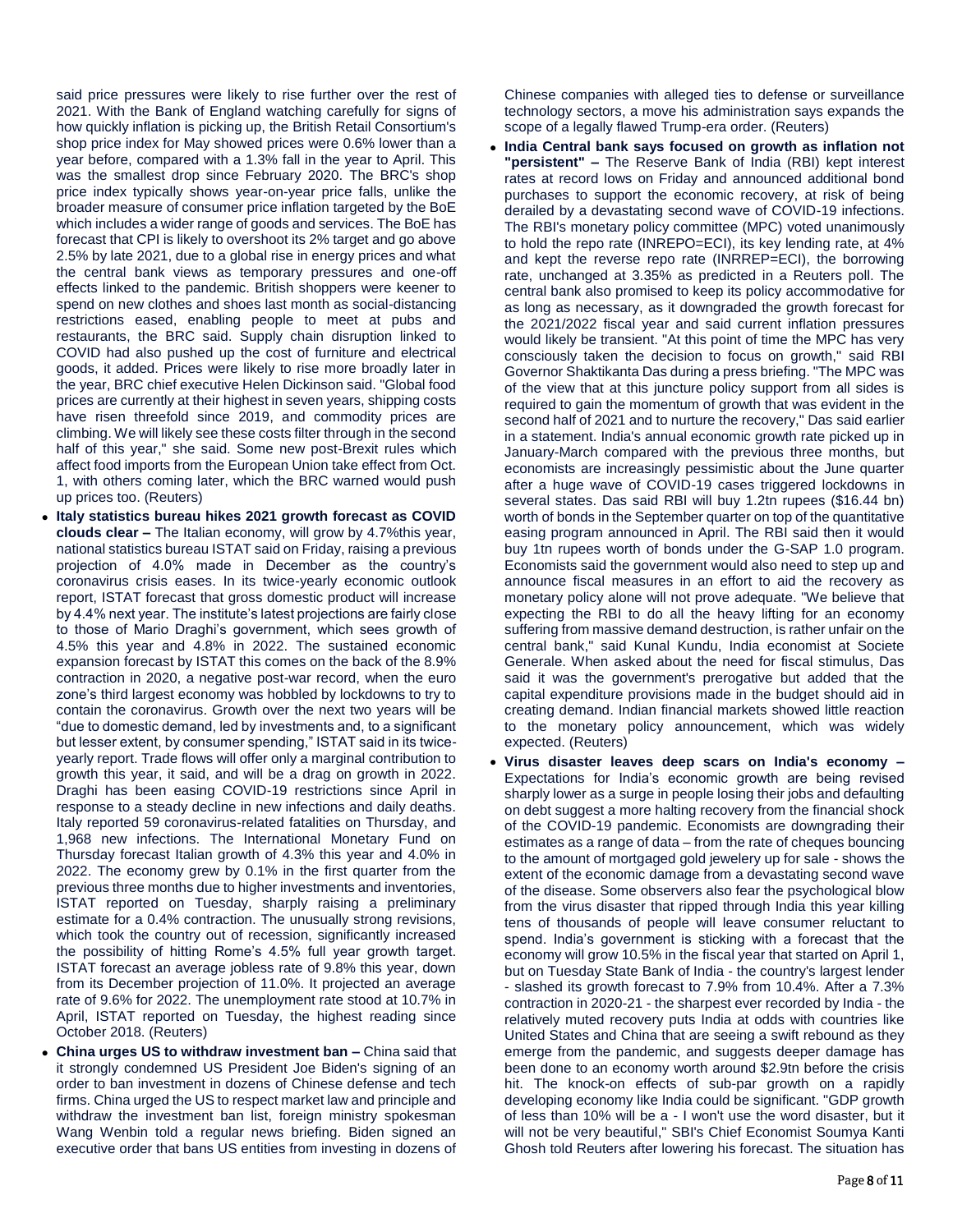said price pressures were likely to rise further over the rest of 2021. With the Bank of England watching carefully for signs of how quickly inflation is picking up, the British Retail Consortium's shop price index for May showed prices were 0.6% lower than a year before, compared with a 1.3% fall in the year to April. This was the smallest drop since February 2020. The BRC's shop price index typically shows year-on-year price falls, unlike the broader measure of consumer price inflation targeted by the BoE which includes a wider range of goods and services. The BoE has forecast that CPI is likely to overshoot its 2% target and go above 2.5% by late 2021, due to a global rise in energy prices and what the central bank views as temporary pressures and one-off effects linked to the pandemic. British shoppers were keener to spend on new clothes and shoes last month as social-distancing restrictions eased, enabling people to meet at pubs and restaurants, the BRC said. Supply chain disruption linked to COVID had also pushed up the cost of furniture and electrical goods, it added. Prices were likely to rise more broadly later in the year, BRC chief executive Helen Dickinson said. "Global food prices are currently at their highest in seven years, shipping costs have risen threefold since 2019, and commodity prices are climbing. We will likely see these costs filter through in the second half of this year," she said. Some new post-Brexit rules which affect food imports from the European Union take effect from Oct. 1, with others coming later, which the BRC warned would push up prices too. (Reuters)

- **Italy statistics bureau hikes 2021 growth forecast as COVID clouds clear –** The Italian economy, will grow by 4.7%this year, national statistics bureau ISTAT said on Friday, raising a previous projection of 4.0% made in December as the country's coronavirus crisis eases. In its twice-yearly economic outlook report, ISTAT forecast that gross domestic product will increase by 4.4% next year. The institute's latest projections are fairly close to those of Mario Draghi's government, which sees growth of 4.5% this year and 4.8% in 2022. The sustained economic expansion forecast by ISTAT this comes on the back of the 8.9% contraction in 2020, a negative post-war record, when the euro zone's third largest economy was hobbled by lockdowns to try to contain the coronavirus. Growth over the next two years will be "due to domestic demand, led by investments and, to a significant but lesser extent, by consumer spending," ISTAT said in its twice-yearly report. Trade flows will offer only a marginal contribution to growth this year, it said, and will be a drag on growth in 2022. Draghi has been easing COVID-19 restrictions since April in response to a steady decline in new infections and daily deaths. Italy reported 59 coronavirus-related fatalities on Thursday, and 1,968 new infections. The International Monetary Fund on Thursday forecast Italian growth of 4.3% this year and 4.0% in 2022. The economy grew by 0.1% in the first quarter from the previous three months due to higher investments and inventories, ISTAT reported on Tuesday, sharply raising a preliminary estimate for a 0.4% contraction. The unusually strong revisions, which took the country out of recession, significantly increased the possibility of hitting Rome's 4.5% full year growth target. ISTAT forecast an average jobless rate of 9.8% this year, down from its December projection of 11.0%. It projected an average rate of 9.6% for 2022. The unemployment rate stood at 10.7% in April, ISTAT reported on Tuesday, the highest reading since October 2018. (Reuters)
- **China urges US to withdraw investment ban –** China said that it strongly condemned US President Joe Biden's signing of an order to ban investment in dozens of Chinese defense and tech firms. China urged the US to respect market law and principle and withdraw the investment ban list, foreign ministry spokesman Wang Wenbin told a regular news briefing. Biden signed an executive order that bans US entities from investing in dozens of Chinese companies with alleged ties to defense or surveillance technology sectors, a move his administration says expands the scope of a legally flawed Trump-era order. (Reuters)
- **India Central bank says focused on growth as inflation not "persistent" –** The Reserve Bank of India (RBI) kept interest rates at record lows on Friday and announced additional bond purchases to support the economic recovery, at risk of being derailed by a devastating second wave of COVID-19 infections. The RBI's monetary policy committee (MPC) voted unanimously to hold the repo rate (INREPO=ECI), its key lending rate, at 4% and kept the reverse repo rate (INRREP=ECI), the borrowing rate, unchanged at 3.35% as predicted in a Reuters poll. The central bank also promised to keep its policy accommodative for as long as necessary, as it downgraded the growth forecast for the 2021/2022 fiscal year and said current inflation pressures would likely be transient. "At this point of time the MPC has very consciously taken the decision to focus on growth," said RBI Governor Shaktikanta Das during a press briefing. "The MPC was of the view that at this juncture policy support from all sides is required to gain the momentum of growth that was evident in the second half of 2021 and to nurture the recovery," Das said earlier in a statement. India's annual economic growth rate picked up in January-March compared with the previous three months, but economists are increasingly pessimistic about the June quarter after a huge wave of COVID-19 cases triggered lockdowns in several states. Das said RBI will buy 1.2tn rupees ($16.44 bn) worth of bonds in the September quarter on top of the quantitative easing program announced in April. The RBI said then it would buy 1tn rupees worth of bonds under the G-SAP 1.0 program. Economists said the government would also need to step up and announce fiscal measures in an effort to aid the recovery as monetary policy alone will not prove adequate. "We believe that expecting the RBI to do all the heavy lifting for an economy suffering from massive demand destruction, is rather unfair on the central bank," said Kunal Kundu, India economist at Societe Generale. When asked about the need for fiscal stimulus, Das said it was the government's prerogative but added that the capital expenditure provisions made in the budget should aid in creating demand. Indian financial markets showed little reaction to the monetary policy announcement, which was widely expected. (Reuters)
- **Virus disaster leaves deep scars on India's economy –** Expectations for India's economic growth are being revised sharply lower as a surge in people losing their jobs and defaulting on debt suggest a more halting recovery from the financial shock of the COVID-19 pandemic. Economists are downgrading their estimates as a range of data – from the rate of cheques bouncing to the amount of mortgaged gold jewelery up for sale - shows the extent of the economic damage from a devastating second wave of the disease. Some observers also fear the psychological blow from the virus disaster that ripped through India this year killing tens of thousands of people will leave consumer reluctant to spend. India's government is sticking with a forecast that the economy will grow 10.5% in the fiscal year that started on April 1, but on Tuesday State Bank of India - the country's largest lender - slashed its growth forecast to 7.9% from 10.4%. After a 7.3% contraction in 2020-21 - the sharpest ever recorded by India - the relatively muted recovery puts India at odds with countries like United States and China that are seeing a swift rebound as they emerge from the pandemic, and suggests deeper damage has been done to an economy worth around $2.9tn before the crisis hit. The knock-on effects of sub-par growth on a rapidly developing economy like India could be significant. "GDP growth of less than 10% will be a - I won't use the word disaster, but it will not be very beautiful," SBI's Chief Economist Soumya Kanti Ghosh told Reuters after lowering his forecast. The situation has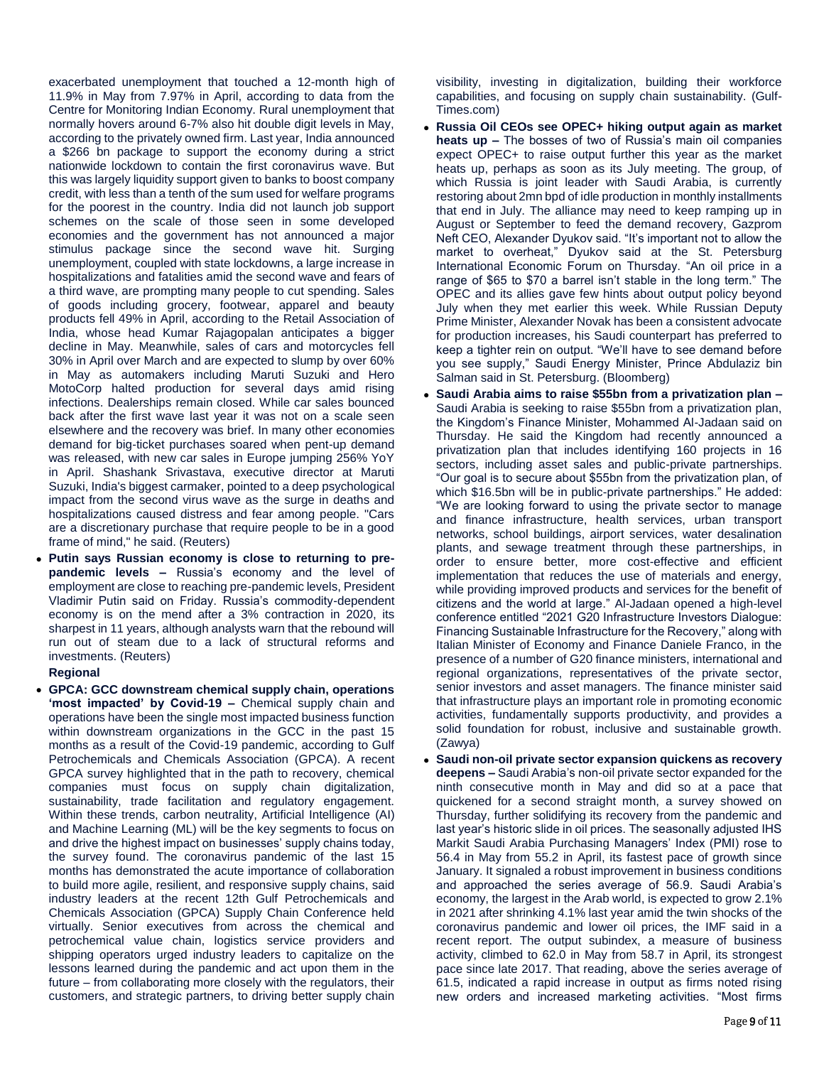exacerbated unemployment that touched a 12-month high of 11.9% in May from 7.97% in April, according to data from the Centre for Monitoring Indian Economy. Rural unemployment that normally hovers around 6-7% also hit double digit levels in May, according to the privately owned firm. Last year, India announced a $266 bn package to support the economy during a strict nationwide lockdown to contain the first coronavirus wave. But this was largely liquidity support given to banks to boost company credit, with less than a tenth of the sum used for welfare programs for the poorest in the country. India did not launch job support schemes on the scale of those seen in some developed economies and the government has not announced a major stimulus package since the second wave hit. Surging unemployment, coupled with state lockdowns, a large increase in hospitalizations and fatalities amid the second wave and fears of a third wave, are prompting many people to cut spending. Sales of goods including grocery, footwear, apparel and beauty products fell 49% in April, according to the Retail Association of India, whose head Kumar Rajagopalan anticipates a bigger decline in May. Meanwhile, sales of cars and motorcycles fell 30% in April over March and are expected to slump by over 60% in May as automakers including Maruti Suzuki and Hero MotoCorp halted production for several days amid rising infections. Dealerships remain closed. While car sales bounced back after the first wave last year it was not on a scale seen elsewhere and the recovery was brief. In many other economies demand for big-ticket purchases soared when pent-up demand was released, with new car sales in Europe jumping 256% YoY in April. Shashank Srivastava, executive director at Maruti Suzuki, India's biggest carmaker, pointed to a deep psychological impact from the second virus wave as the surge in deaths and hospitalizations caused distress and fear among people. "Cars are a discretionary purchase that require people to be in a good frame of mind," he said. (Reuters)

- **Putin says Russian economy is close to returning to pre-pandemic levels –** Russia's economy and the level of employment are close to reaching pre-pandemic levels, President Vladimir Putin said on Friday. Russia's commodity-dependent economy is on the mend after a 3% contraction in 2020, its sharpest in 11 years, although analysts warn that the rebound will run out of steam due to a lack of structural reforms and investments. (Reuters)

**Regional**

- **GPCA: GCC downstream chemical supply chain, operations 'most impacted' by Covid-19 –** Chemical supply chain and operations have been the single most impacted business function within downstream organizations in the GCC in the past 15 months as a result of the Covid-19 pandemic, according to Gulf Petrochemicals and Chemicals Association (GPCA). A recent GPCA survey highlighted that in the path to recovery, chemical companies must focus on supply chain digitalization, sustainability, trade facilitation and regulatory engagement. Within these trends, carbon neutrality, Artificial Intelligence (AI) and Machine Learning (ML) will be the key segments to focus on and drive the highest impact on businesses' supply chains today, the survey found. The coronavirus pandemic of the last 15 months has demonstrated the acute importance of collaboration to build more agile, resilient, and responsive supply chains, said industry leaders at the recent 12th Gulf Petrochemicals and Chemicals Association (GPCA) Supply Chain Conference held virtually. Senior executives from across the chemical and petrochemical value chain, logistics service providers and shipping operators urged industry leaders to capitalize on the lessons learned during the pandemic and act upon them in the future – from collaborating more closely with the regulators, their customers, and strategic partners, to driving better supply chain visibility, investing in digitalization, building their workforce capabilities, and focusing on supply chain sustainability. (Gulf-Times.com)
- **Russia Oil CEOs see OPEC+ hiking output again as market heats up –** The bosses of two of Russia's main oil companies expect OPEC+ to raise output further this year as the market heats up, perhaps as soon as its July meeting. The group, of which Russia is joint leader with Saudi Arabia, is currently restoring about 2mn bpd of idle production in monthly installments that end in July. The alliance may need to keep ramping up in August or September to feed the demand recovery, Gazprom Neft CEO, Alexander Dyukov said. "It's important not to allow the market to overheat," Dyukov said at the St. Petersburg International Economic Forum on Thursday. "An oil price in a range of $65 to $70 a barrel isn't stable in the long term." The OPEC and its allies gave few hints about output policy beyond July when they met earlier this week. While Russian Deputy Prime Minister, Alexander Novak has been a consistent advocate for production increases, his Saudi counterpart has preferred to keep a tighter rein on output. "We'll have to see demand before you see supply," Saudi Energy Minister, Prince Abdulaziz bin Salman said in St. Petersburg. (Bloomberg)
- **Saudi Arabia aims to raise $55bn from a privatization plan –** Saudi Arabia is seeking to raise $55bn from a privatization plan, the Kingdom's Finance Minister, Mohammed Al-Jadaan said on Thursday. He said the Kingdom had recently announced a privatization plan that includes identifying 160 projects in 16 sectors, including asset sales and public-private partnerships. "Our goal is to secure about $55bn from the privatization plan, of which $16.5bn will be in public-private partnerships." He added: "We are looking forward to using the private sector to manage and finance infrastructure, health services, urban transport networks, school buildings, airport services, water desalination plants, and sewage treatment through these partnerships, in order to ensure better, more cost-effective and efficient implementation that reduces the use of materials and energy, while providing improved products and services for the benefit of citizens and the world at large." Al-Jadaan opened a high-level conference entitled "2021 G20 Infrastructure Investors Dialogue: Financing Sustainable Infrastructure for the Recovery," along with Italian Minister of Economy and Finance Daniele Franco, in the presence of a number of G20 finance ministers, international and regional organizations, representatives of the private sector, senior investors and asset managers. The finance minister said that infrastructure plays an important role in promoting economic activities, fundamentally supports productivity, and provides a solid foundation for robust, inclusive and sustainable growth. (Zawya)
- **Saudi non-oil private sector expansion quickens as recovery deepens –** Saudi Arabia's non-oil private sector expanded for the ninth consecutive month in May and did so at a pace that quickened for a second straight month, a survey showed on Thursday, further solidifying its recovery from the pandemic and last year's historic slide in oil prices. The seasonally adjusted IHS Markit Saudi Arabia Purchasing Managers' Index (PMI) rose to 56.4 in May from 55.2 in April, its fastest pace of growth since January. It signaled a robust improvement in business conditions and approached the series average of 56.9. Saudi Arabia's economy, the largest in the Arab world, is expected to grow 2.1% in 2021 after shrinking 4.1% last year amid the twin shocks of the coronavirus pandemic and lower oil prices, the IMF said in a recent report. The output subindex, a measure of business activity, climbed to 62.0 in May from 58.7 in April, its strongest pace since late 2017. That reading, above the series average of 61.5, indicated a rapid increase in output as firms noted rising new orders and increased marketing activities. "Most firms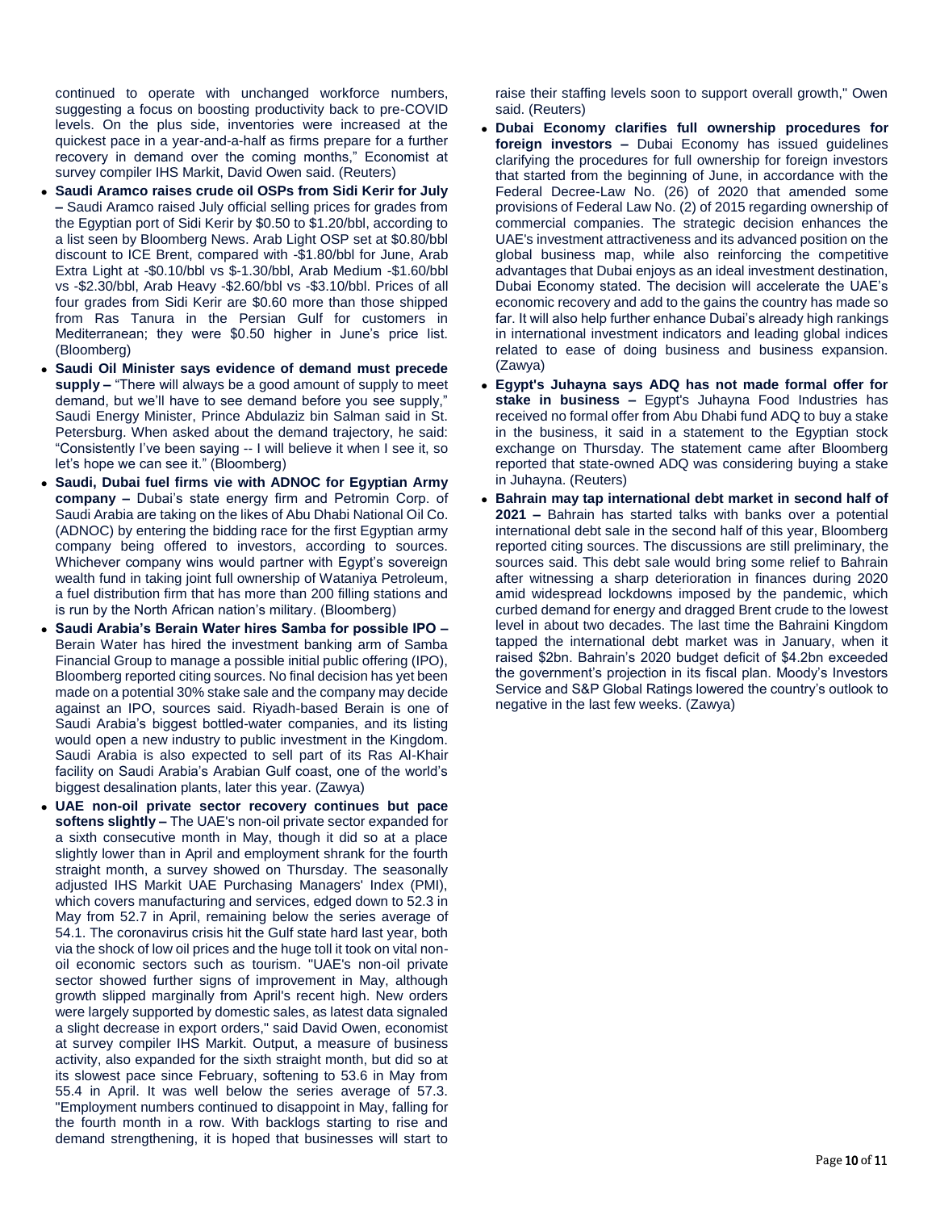continued to operate with unchanged workforce numbers, suggesting a focus on boosting productivity back to pre-COVID levels. On the plus side, inventories were increased at the quickest pace in a year-and-a-half as firms prepare for a further recovery in demand over the coming months," Economist at survey compiler IHS Markit, David Owen said. (Reuters)

- **Saudi Aramco raises crude oil OSPs from Sidi Kerir for July –** Saudi Aramco raised July official selling prices for grades from the Egyptian port of Sidi Kerir by $0.50 to $1.20/bbl, according to a list seen by Bloomberg News. Arab Light OSP set at $0.80/bbl discount to ICE Brent, compared with -$1.80/bbl for June, Arab Extra Light at -$0.10/bbl vs $-1.30/bbl, Arab Medium -$1.60/bbl vs -$2.30/bbl, Arab Heavy -$2.60/bbl vs -$3.10/bbl. Prices of all four grades from Sidi Kerir are $0.60 more than those shipped from Ras Tanura in the Persian Gulf for customers in Mediterranean; they were $0.50 higher in June's price list. (Bloomberg)
- **Saudi Oil Minister says evidence of demand must precede supply –** "There will always be a good amount of supply to meet demand, but we'll have to see demand before you see supply," Saudi Energy Minister, Prince Abdulaziz bin Salman said in St. Petersburg. When asked about the demand trajectory, he said: "Consistently I've been saying -- I will believe it when I see it, so let's hope we can see it." (Bloomberg)
- **Saudi, Dubai fuel firms vie with ADNOC for Egyptian Army company –** Dubai's state energy firm and Petromin Corp. of Saudi Arabia are taking on the likes of Abu Dhabi National Oil Co. (ADNOC) by entering the bidding race for the first Egyptian army company being offered to investors, according to sources. Whichever company wins would partner with Egypt's sovereign wealth fund in taking joint full ownership of Wataniya Petroleum, a fuel distribution firm that has more than 200 filling stations and is run by the North African nation's military. (Bloomberg)
- **Saudi Arabia's Berain Water hires Samba for possible IPO –** Berain Water has hired the investment banking arm of Samba Financial Group to manage a possible initial public offering (IPO), Bloomberg reported citing sources. No final decision has yet been made on a potential 30% stake sale and the company may decide against an IPO, sources said. Riyadh-based Berain is one of Saudi Arabia's biggest bottled-water companies, and its listing would open a new industry to public investment in the Kingdom. Saudi Arabia is also expected to sell part of its Ras Al-Khair facility on Saudi Arabia's Arabian Gulf coast, one of the world's biggest desalination plants, later this year. (Zawya)
- **UAE non-oil private sector recovery continues but pace softens slightly –** The UAE's non-oil private sector expanded for a sixth consecutive month in May, though it did so at a place slightly lower than in April and employment shrank for the fourth straight month, a survey showed on Thursday. The seasonally adjusted IHS Markit UAE Purchasing Managers' Index (PMI), which covers manufacturing and services, edged down to 52.3 in May from 52.7 in April, remaining below the series average of 54.1. The coronavirus crisis hit the Gulf state hard last year, both via the shock of low oil prices and the huge toll it took on vital non-oil economic sectors such as tourism. "UAE's non-oil private sector showed further signs of improvement in May, although growth slipped marginally from April's recent high. New orders were largely supported by domestic sales, as latest data signaled a slight decrease in export orders," said David Owen, economist at survey compiler IHS Markit. Output, a measure of business activity, also expanded for the sixth straight month, but did so at its slowest pace since February, softening to 53.6 in May from 55.4 in April. It was well below the series average of 57.3. "Employment numbers continued to disappoint in May, falling for the fourth month in a row. With backlogs starting to rise and demand strengthening, it is hoped that businesses will start to raise their staffing levels soon to support overall growth," Owen said. (Reuters)
- **Dubai Economy clarifies full ownership procedures for foreign investors –** Dubai Economy has issued guidelines clarifying the procedures for full ownership for foreign investors that started from the beginning of June, in accordance with the Federal Decree-Law No. (26) of 2020 that amended some provisions of Federal Law No. (2) of 2015 regarding ownership of commercial companies. The strategic decision enhances the UAE's investment attractiveness and its advanced position on the global business map, while also reinforcing the competitive advantages that Dubai enjoys as an ideal investment destination, Dubai Economy stated. The decision will accelerate the UAE's economic recovery and add to the gains the country has made so far. It will also help further enhance Dubai's already high rankings in international investment indicators and leading global indices related to ease of doing business and business expansion. (Zawya)
- **Egypt's Juhayna says ADQ has not made formal offer for stake in business –** Egypt's Juhayna Food Industries has received no formal offer from Abu Dhabi fund ADQ to buy a stake in the business, it said in a statement to the Egyptian stock exchange on Thursday. The statement came after Bloomberg reported that state-owned ADQ was considering buying a stake in Juhayna. (Reuters)
- **Bahrain may tap international debt market in second half of 2021 –** Bahrain has started talks with banks over a potential international debt sale in the second half of this year, Bloomberg reported citing sources. The discussions are still preliminary, the sources said. This debt sale would bring some relief to Bahrain after witnessing a sharp deterioration in finances during 2020 amid widespread lockdowns imposed by the pandemic, which curbed demand for energy and dragged Brent crude to the lowest level in about two decades. The last time the Bahraini Kingdom tapped the international debt market was in January, when it raised $2bn. Bahrain's 2020 budget deficit of $4.2bn exceeded the government's projection in its fiscal plan. Moody's Investors Service and S&P Global Ratings lowered the country's outlook to negative in the last few weeks. (Zawya)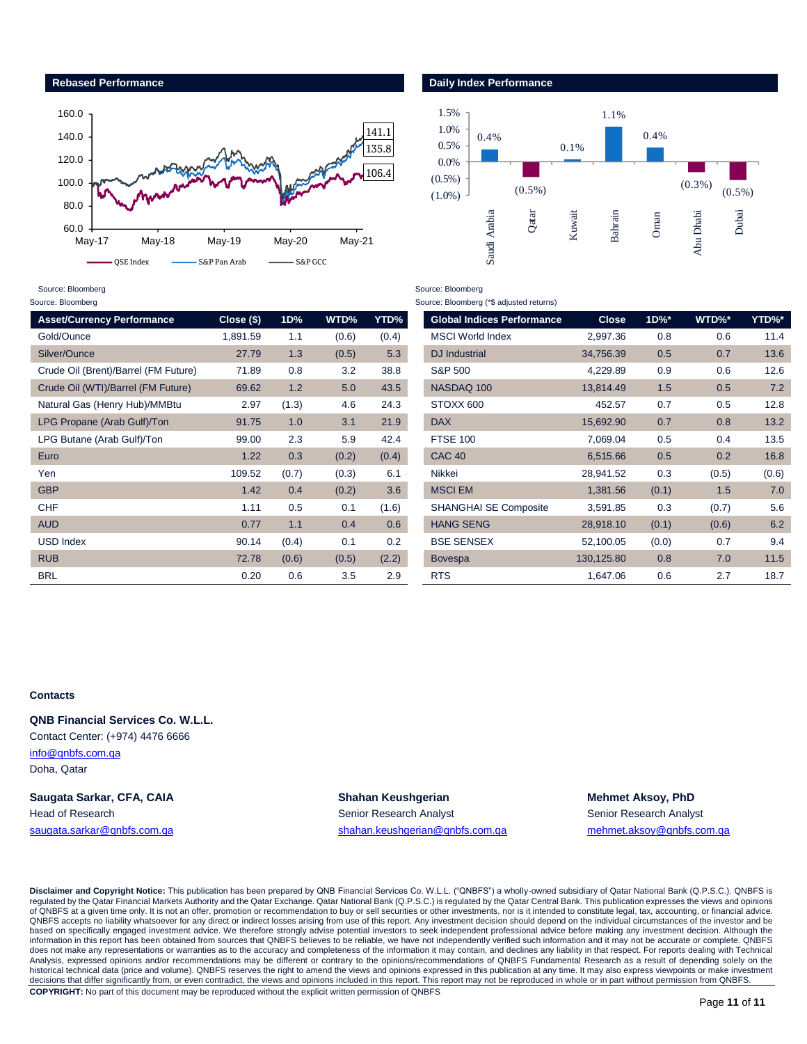## Rebased Performance

160.0
140.0
120.0
100.0
80.0
60.0

May-17 May-18 May-19 May-20 May-21

141.1
135.8
106.4

QSE Index S&P Pan Arab S&P GCC

Source: Bloomberg

## Daily Index Performance

1.5%
1.0%
0.5%
0.0%
(0.5%)
(1.0%)

0.4% (0.5%) 0.1% 1.1% 0.4% (0.3%) (0.5%)

Saudi Arabia Qatar Kuwait Bahrain Oman Abu Dhabi Dubai

Source: Bloomberg

Source: Bloomberg

| Asset/Currency Performance | Close ($) | 1D% | WTD% | YTD% |
|---|---|---|---|---|
| Gold/Ounce | 1,891.59 | 1.1 | (0.6) | (0.4) |
| Silver/Ounce | 27.79 | 1.3 | (0.5) | 5.3 |
| Crude Oil (Brent)/Barrel (FM Future) | 71.89 | 0.8 | 3.2 | 38.8 |
| Crude Oil (WTI)/Barrel (FM Future) | 69.62 | 1.2 | 5.0 | 43.5 |
| Natural Gas (Henry Hub)/MMBtu | 2.97 | (1.3) | 4.6 | 24.3 |
| LPG Propane (Arab Gulf)/Ton | 91.75 | 1.0 | 3.1 | 21.9 |
| LPG Butane (Arab Gulf)/Ton | 99.00 | 2.3 | 5.9 | 42.4 |
| Euro | 1.22 | 0.3 | (0.2) | (0.4) |
| Yen | 109.52 | (0.7) | (0.3) | 6.1 |
| GBP | 1.42 | 0.4 | (0.2) | 3.6 |
| CHF | 1.11 | 0.5 | 0.1 | (1.6) |
| AUD | 0.77 | 1.1 | 0.4 | 0.6 |
| USD Index | 90.14 | (0.4) | 0.1 | 0.2 |
| RUB | 72.78 | (0.6) | (0.5) | (2.2) |
| BRL | 0.20 | 0.6 | 3.5 | 2.9 |

Source: Bloomberg (*$ adjusted returns)

| Global Indices Performance | Close | 1D%* | WTD%* | YTD%* |
|---|---|---|---|---|
| MSCI World Index | 2,997.36 | 0.8 | 0.6 | 11.4 |
| DJ Industrial | 34,756.39 | 0.5 | 0.7 | 13.6 |
| S&P 500 | 4,229.89 | 0.9 | 0.6 | 12.6 |
| NASDAQ 100 | 13,814.49 | 1.5 | 0.5 | 7.2 |
| STOXX 600 | 452.57 | 0.7 | 0.5 | 12.8 |
| DAX | 15,692.90 | 0.7 | 0.8 | 13.2 |
| FTSE 100 | 7,069.04 | 0.5 | 0.4 | 13.5 |
| CAC 40 | 6,515.66 | 0.5 | 0.2 | 16.8 |
| Nikkei | 28,941.52 | 0.3 | (0.5) | (0.6) |
| MSCI EM | 1,381.56 | (0.1) | 1.5 | 7.0 |
| SHANGHAI SE Composite | 3,591.85 | 0.3 | (0.7) | 5.6 |
| HANG SENG | 28,918.10 | (0.1) | (0.6) | 6.2 |
| BSE SENSEX | 52,100.05 | (0.0) | 0.7 | 9.4 |
| Bovespa | 130,125.80 | 0.8 | 7.0 | 11.5 |
| RTS | 1,647.06 | 0.6 | 2.7 | 18.7 |

**Contacts**

**QNB Financial Services Co. W.L.L.**
Contact Center: (+974) 4476 6666
info@qnbfs.com.qa
Doha, Qatar

**Saugata Sarkar, CFA, CAIA**
Head of Research
saugata.sarkar@qnbfs.com.qa

**Shahan Keushgerian**
Senior Research Analyst
shahan.keushgerian@qnbfs.com.qa

**Mehmet Aksoy, PhD**
Senior Research Analyst
mehmet.aksoy@qnbfs.com.qa

**Disclaimer and Copyright Notice:** This publication has been prepared by QNB Financial Services Co. W.L.L. ("QNBFS") a wholly-owned subsidiary of Qatar National Bank (Q.P.S.C.). QNBFS is regulated by the Qatar Financial Markets Authority and the Qatar Exchange. Qatar National Bank (Q.P.S.C.) is regulated by the Qatar Central Bank. This publication expresses the views and opinions of QNBFS at a given time only. It is not an offer, promotion or recommendation to buy or sell securities or other investments, nor is it intended to constitute legal, tax, accounting, or financial advice. QNBFS accepts no liability whatsoever for any direct or indirect losses arising from use of this report. Any investment decision should depend on the individual circumstances of the investor and be based on specifically engaged investment advice. We therefore strongly advise potential investors to seek independent professional advice before making any investment decision. Although the information in this report has been obtained from sources that QNBFS believes to be reliable, we have not independently verified such information and it may not be accurate or complete. QNBFS does not make any representations or warranties as to the accuracy and completeness of the information it may contain, and declines any liability in that respect. For reports dealing with Technical Analysis, expressed opinions and/or recommendations may be different or contrary to the opinions/recommendations of QNBFS Fundamental Research as a result of depending solely on the historical technical data (price and volume). QNBFS reserves the right to amend the views and opinions expressed in this publication at any time. It may also express viewpoints or make investment decisions that differ significantly from, or even contradict, the views and opinions included in this report. This report may not be reproduced in whole or in part without permission from QNBFS.

**COPYRIGHT:** No part of this document may be reproduced without the explicit written permission of QNBFS.